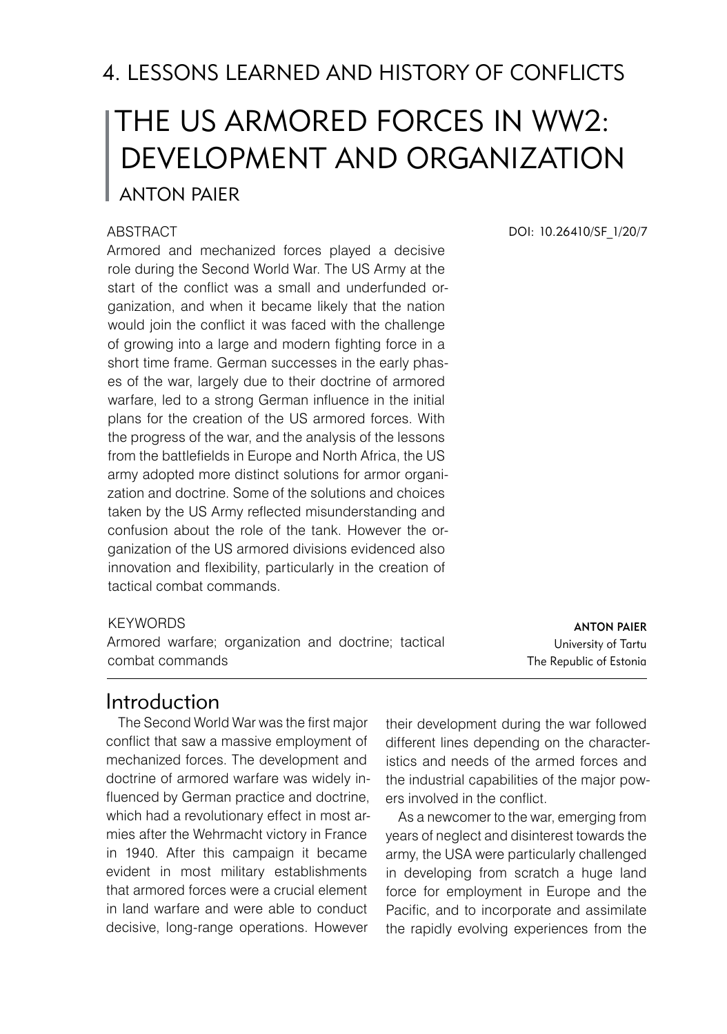4. LESSONS LEARNED AND HISTORY OF CONFLICTS

# THE US ARMORED FORCES IN WW2: DEVELOPMENT AND ORGANIZATION

ANTON PAIER

DOI: 10.26410/SF_1/20/7

ABSTRACT

Armored and mechanized forces played a decisive role during the Second World War. The US Army at the start of the conflict was a small and underfunded organization, and when it became likely that the nation would join the conflict it was faced with the challenge of growing into a large and modern fighting force in a short time frame. German successes in the early phases of the war, largely due to their doctrine of armored warfare, led to a strong German influence in the initial plans for the creation of the US armored forces. With the progress of the war, and the analysis of the lessons from the battlefields in Europe and North Africa, the US army adopted more distinct solutions for armor organization and doctrine. Some of the solutions and choices taken by the US Army reflected misunderstanding and confusion about the role of the tank. However the organization of the US armored divisions evidenced also innovation and flexibility, particularly in the creation of tactical combat commands.

KEYWORDS

Armored warfare; organization and doctrine; tactical combat commands

**ANTON PAIER**
University of Tartu
The Republic of Estonia

## Introduction

The Second World War was the first major conflict that saw a massive employment of mechanized forces. The development and doctrine of armored warfare was widely influenced by German practice and doctrine, which had a revolutionary effect in most armies after the Wehrmacht victory in France in 1940. After this campaign it became evident in most military establishments that armored forces were a crucial element in land warfare and were able to conduct decisive, long-range operations. However their development during the war followed different lines depending on the characteristics and needs of the armed forces and the industrial capabilities of the major powers involved in the conflict.

As a newcomer to the war, emerging from years of neglect and disinterest towards the army, the USA were particularly challenged in developing from scratch a huge land force for employment in Europe and the Pacific, and to incorporate and assimilate the rapidly evolving experiences from the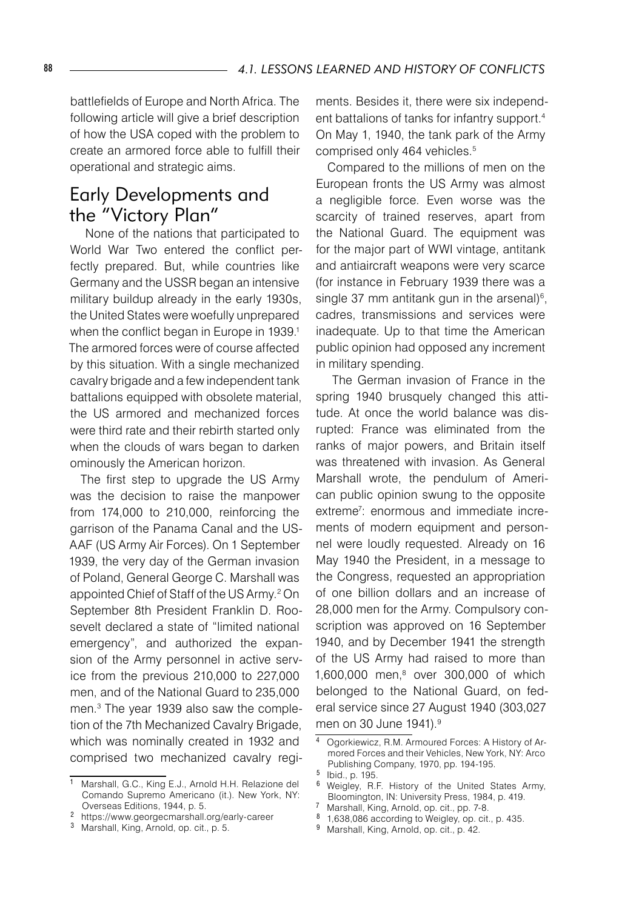battlefields of Europe and North Africa. The following article will give a brief description of how the USA coped with the problem to create an armored force able to fulfill their operational and strategic aims.

## Early Developments and the "Victory Plan"

None of the nations that participated to World War Two entered the conflict perfectly prepared. But, while countries like Germany and the USSR began an intensive military buildup already in the early 1930s, the United States were woefully unprepared when the conflict began in Europe in 1939.[1] The armored forces were of course affected by this situation. With a single mechanized cavalry brigade and a few independent tank battalions equipped with obsolete material, the US armored and mechanized forces were third rate and their rebirth started only when the clouds of wars began to darken ominously the American horizon.

The first step to upgrade the US Army was the decision to raise the manpower from 174,000 to 210,000, reinforcing the garrison of the Panama Canal and the USAAF (US Army Air Forces). On 1 September 1939, the very day of the German invasion of Poland, General George C. Marshall was appointed Chief of Staff of the US Army.[2] On September 8th President Franklin D. Roosevelt declared a state of "limited national emergency", and authorized the expansion of the Army personnel in active service from the previous 210,000 to 227,000 men, and of the National Guard to 235,000 men.[3] The year 1939 also saw the completion of the 7th Mechanized Cavalry Brigade, which was nominally created in 1932 and comprised two mechanized cavalry regiments. Besides it, there were six independent battalions of tanks for infantry support.[4] On May 1, 1940, the tank park of the Army comprised only 464 vehicles.[5]

Compared to the millions of men on the European fronts the US Army was almost a negligible force. Even worse was the scarcity of trained reserves, apart from the National Guard. The equipment was for the major part of WWI vintage, antitank and antiaircraft weapons were very scarce (for instance in February 1939 there was a single 37 mm antitank gun in the arsenal)[6], cadres, transmissions and services were inadequate. Up to that time the American public opinion had opposed any increment in military spending.

The German invasion of France in the spring 1940 brusquely changed this attitude. At once the world balance was disrupted: France was eliminated from the ranks of major powers, and Britain itself was threatened with invasion. As General Marshall wrote, the pendulum of American public opinion swung to the opposite extreme[7]: enormous and immediate increments of modern equipment and personnel were loudly requested. Already on 16 May 1940 the President, in a message to the Congress, requested an appropriation of one billion dollars and an increase of 28,000 men for the Army. Compulsory conscription was approved on 16 September 1940, and by December 1941 the strength of the US Army had raised to more than 1,600,000 men,[8] over 300,000 of which belonged to the National Guard, on federal service since 27 August 1940 (303,027 men on 30 June 1941).[9]

---

[1] Marshall, G.C., King E.J., Arnold H.H. Relazione del Comando Supremo Americano (it.). New York, NY: Overseas Editions, 1944, p. 5.

[2] https://www.georgecmarshall.org/early-career

[3] Marshall, King, Arnold, op. cit., p. 5.

[4] Ogorkiewicz, R.M. Armoured Forces: A History of Armored Forces and their Vehicles, New York, NY: Arco Publishing Company, 1970, pp. 194-195.

[5] Ibid., p. 195.

[6] Weigley, R.F. History of the United States Army, Bloomington, IN: University Press, 1984, p. 419.

[7] Marshall, King, Arnold, op. cit., pp. 7-8.

[8] 1,638,086 according to Weigley, op. cit., p. 435.

[9] Marshall, King, Arnold, op. cit., p. 42.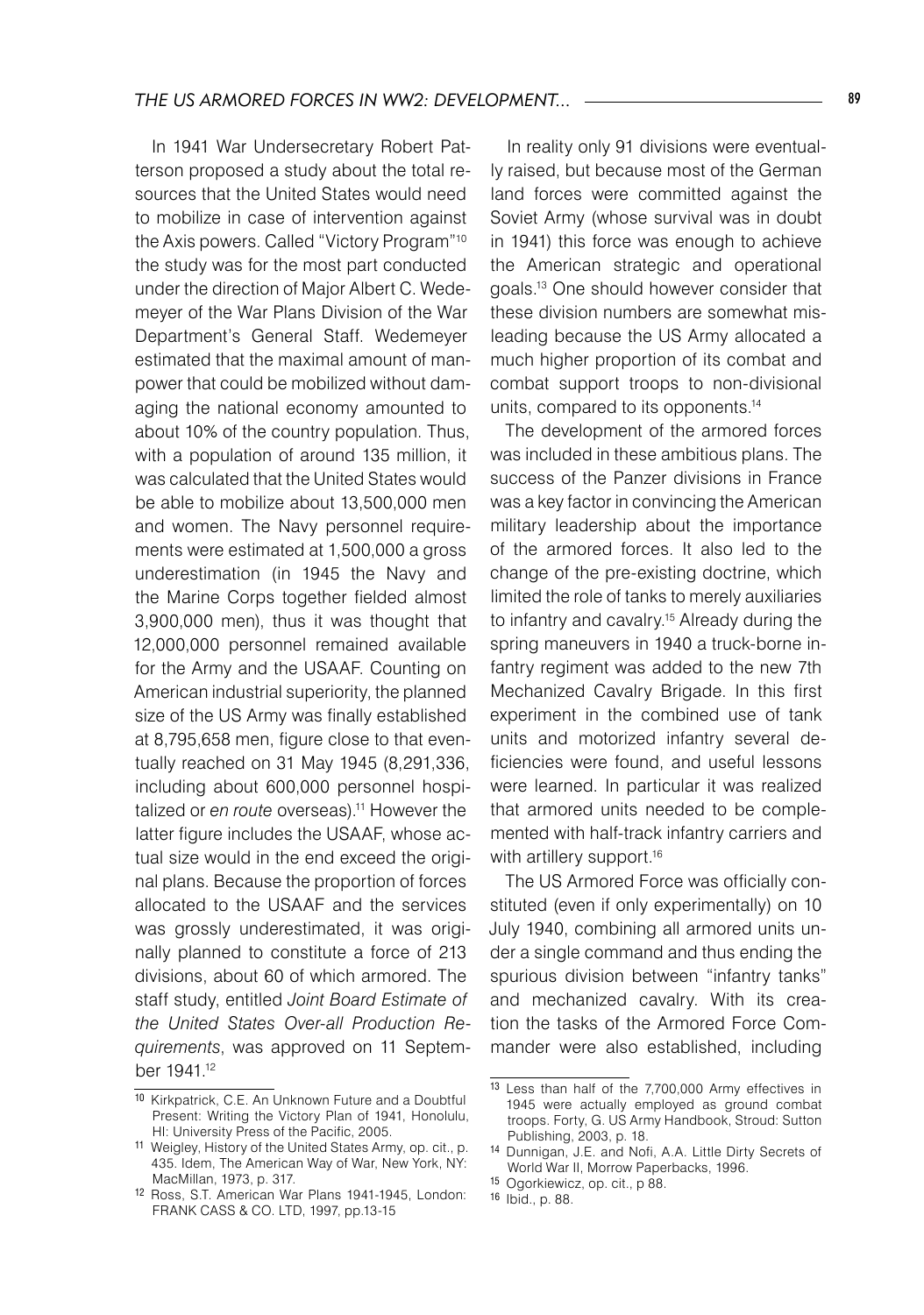In 1941 War Undersecretary Robert Patterson proposed a study about the total resources that the United States would need to mobilize in case of intervention against the Axis powers. Called "Victory Program"[10] the study was for the most part conducted under the direction of Major Albert C. Wedemeyer of the War Plans Division of the War Department's General Staff. Wedemeyer estimated that the maximal amount of manpower that could be mobilized without damaging the national economy amounted to about 10% of the country population. Thus, with a population of around 135 million, it was calculated that the United States would be able to mobilize about 13,500,000 men and women. The Navy personnel requirements were estimated at 1,500,000 a gross underestimation (in 1945 the Navy and the Marine Corps together fielded almost 3,900,000 men), thus it was thought that 12,000,000 personnel remained available for the Army and the USAAF. Counting on American industrial superiority, the planned size of the US Army was finally established at 8,795,658 men, figure close to that eventually reached on 31 May 1945 (8,291,336, including about 600,000 personnel hospitalized or *en route* overseas).[11] However the latter figure includes the USAAF, whose actual size would in the end exceed the original plans. Because the proportion of forces allocated to the USAAF and the services was grossly underestimated, it was originally planned to constitute a force of 213 divisions, about 60 of which armored. The staff study, entitled *Joint Board Estimate of the United States Over-all Production Requirements*, was approved on 11 September 1941.[12]

In reality only 91 divisions were eventually raised, but because most of the German land forces were committed against the Soviet Army (whose survival was in doubt in 1941) this force was enough to achieve the American strategic and operational goals.[13] One should however consider that these division numbers are somewhat misleading because the US Army allocated a much higher proportion of its combat and combat support troops to non-divisional units, compared to its opponents.[14]

The development of the armored forces was included in these ambitious plans. The success of the Panzer divisions in France was a key factor in convincing the American military leadership about the importance of the armored forces. It also led to the change of the pre-existing doctrine, which limited the role of tanks to merely auxiliaries to infantry and cavalry.[15] Already during the spring maneuvers in 1940 a truck-borne infantry regiment was added to the new 7th Mechanized Cavalry Brigade. In this first experiment in the combined use of tank units and motorized infantry several deficiencies were found, and useful lessons were learned. In particular it was realized that armored units needed to be complemented with half-track infantry carriers and with artillery support.[16]

The US Armored Force was officially constituted (even if only experimentally) on 10 July 1940, combining all armored units under a single command and thus ending the spurious division between "infantry tanks" and mechanized cavalry. With its creation the tasks of the Armored Force Commander were also established, including

---

[10] Kirkpatrick, C.E. An Unknown Future and a Doubtful Present: Writing the Victory Plan of 1941, Honolulu, HI: University Press of the Pacific, 2005.

[11] Weigley, History of the United States Army, op. cit., p. 435. Idem, The American Way of War, New York, NY: MacMillan, 1973, p. 317.

[12] Ross, S.T. American War Plans 1941-1945, London: FRANK CASS & CO. LTD, 1997, pp.13-15

[13] Less than half of the 7,700,000 Army effectives in 1945 were actually employed as ground combat troops. Forty, G. US Army Handbook, Stroud: Sutton Publishing, 2003, p. 18.

[14] Dunnigan, J.E. and Nofi, A.A. Little Dirty Secrets of World War II, Morrow Paperbacks, 1996.

[15] Ogorkiewicz, op. cit., p 88.

[16] Ibid., p. 88.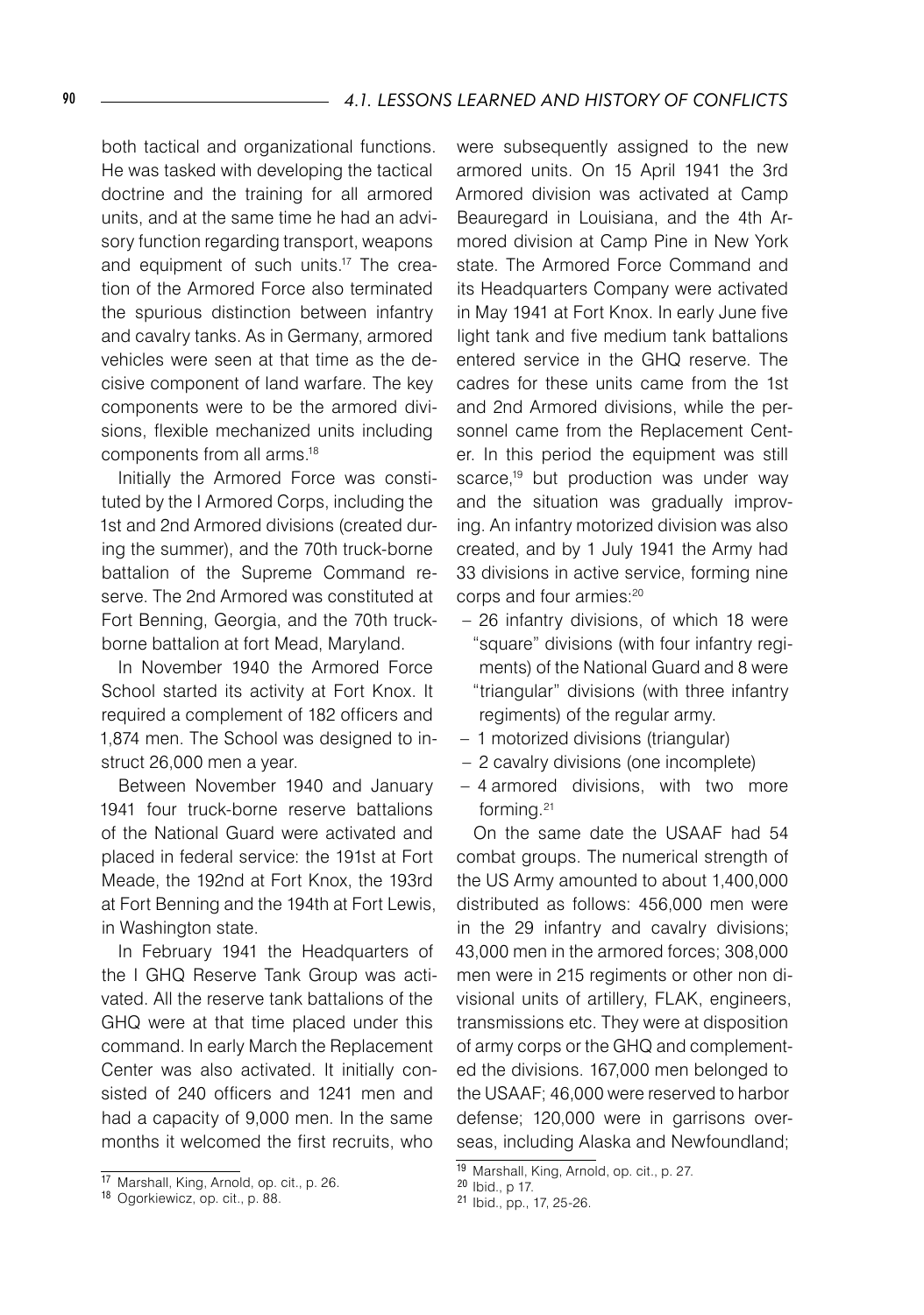both tactical and organizational functions. He was tasked with developing the tactical doctrine and the training for all armored units, and at the same time he had an advisory function regarding transport, weapons and equipment of such units.[17] The creation of the Armored Force also terminated the spurious distinction between infantry and cavalry tanks. As in Germany, armored vehicles were seen at that time as the decisive component of land warfare. The key components were to be the armored divisions, flexible mechanized units including components from all arms.[18]

Initially the Armored Force was constituted by the I Armored Corps, including the 1st and 2nd Armored divisions (created during the summer), and the 70th truck-borne battalion of the Supreme Command reserve. The 2nd Armored was constituted at Fort Benning, Georgia, and the 70th truck-borne battalion at fort Mead, Maryland.

In November 1940 the Armored Force School started its activity at Fort Knox. It required a complement of 182 officers and 1,874 men. The School was designed to instruct 26,000 men a year.

Between November 1940 and January 1941 four truck-borne reserve battalions of the National Guard were activated and placed in federal service: the 191st at Fort Meade, the 192nd at Fort Knox, the 193rd at Fort Benning and the 194th at Fort Lewis, in Washington state.

In February 1941 the Headquarters of the I GHQ Reserve Tank Group was activated. All the reserve tank battalions of the GHQ were at that time placed under this command. In early March the Replacement Center was also activated. It initially consisted of 240 officers and 1241 men and had a capacity of 9,000 men. In the same months it welcomed the first recruits, who were subsequently assigned to the new armored units. On 15 April 1941 the 3rd Armored division was activated at Camp Beauregard in Louisiana, and the 4th Armored division at Camp Pine in New York state. The Armored Force Command and its Headquarters Company were activated in May 1941 at Fort Knox. In early June five light tank and five medium tank battalions entered service in the GHQ reserve. The cadres for these units came from the 1st and 2nd Armored divisions, while the personnel came from the Replacement Center. In this period the equipment was still scarce,[19] but production was under way and the situation was gradually improving. An infantry motorized division was also created, and by 1 July 1941 the Army had 33 divisions in active service, forming nine corps and four armies:[20]

- 26 infantry divisions, of which 18 were "square" divisions (with four infantry regiments) of the National Guard and 8 were "triangular" divisions (with three infantry regiments) of the regular army.
- 1 motorized divisions (triangular)
- 2 cavalry divisions (one incomplete)
- 4 armored divisions, with two more forming.[21]

On the same date the USAAF had 54 combat groups. The numerical strength of the US Army amounted to about 1,400,000 distributed as follows: 456,000 men were in the 29 infantry and cavalry divisions; 43,000 men in the armored forces; 308,000 men were in 215 regiments or other non divisional units of artillery, FLAK, engineers, transmissions etc. They were at disposition of army corps or the GHQ and complemented the divisions. 167,000 men belonged to the USAAF; 46,000 were reserved to harbor defense; 120,000 were in garrisons overseas, including Alaska and Newfoundland;

---

[17] Marshall, King, Arnold, op. cit., p. 26.

[18] Ogorkiewicz, op. cit., p. 88.

[19] Marshall, King, Arnold, op. cit., p. 27.

[20] Ibid., p 17.

[21] Ibid., pp., 17, 25-26.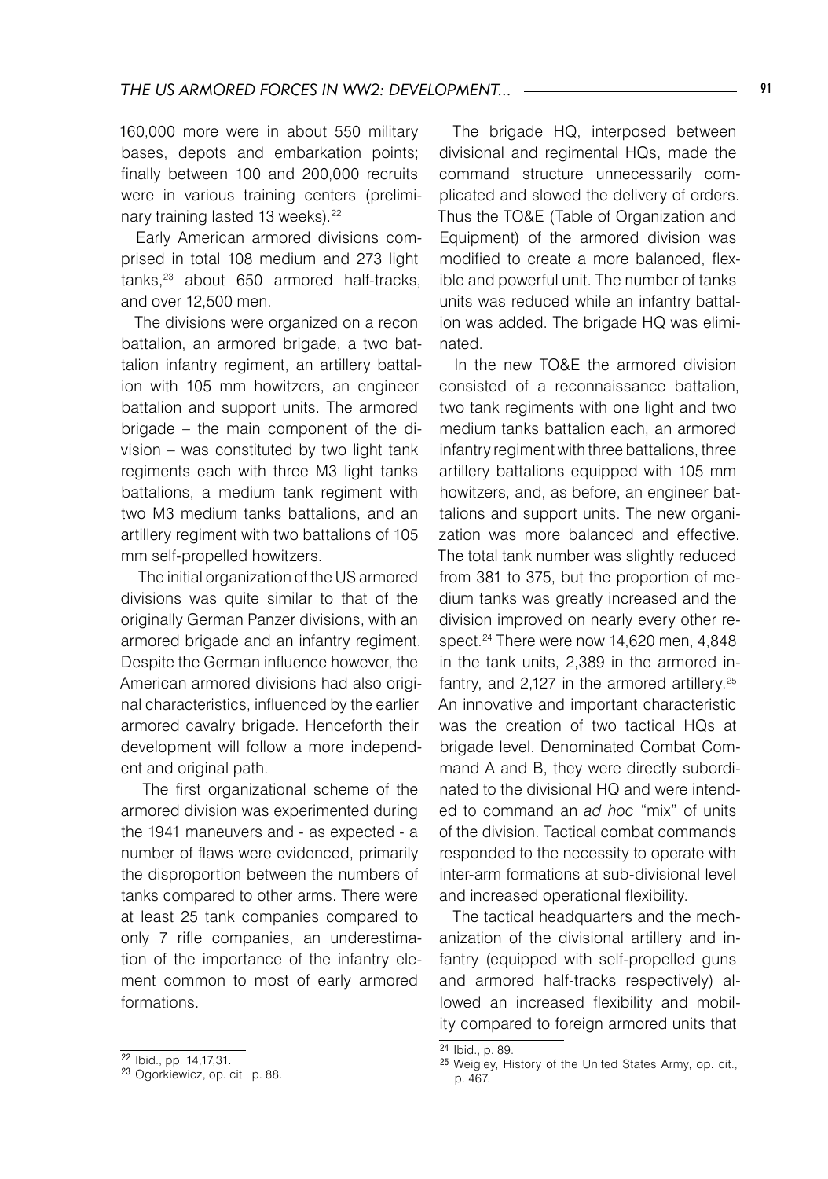160,000 more were in about 550 military bases, depots and embarkation points; finally between 100 and 200,000 recruits were in various training centers (preliminary training lasted 13 weeks).[22]

Early American armored divisions comprised in total 108 medium and 273 light tanks,[23] about 650 armored half-tracks, and over 12,500 men.

The divisions were organized on a recon battalion, an armored brigade, a two battalion infantry regiment, an artillery battalion with 105 mm howitzers, an engineer battalion and support units. The armored brigade – the main component of the division – was constituted by two light tank regiments each with three M3 light tanks battalions, a medium tank regiment with two M3 medium tanks battalions, and an artillery regiment with two battalions of 105 mm self-propelled howitzers.

The initial organization of the US armored divisions was quite similar to that of the originally German Panzer divisions, with an armored brigade and an infantry regiment. Despite the German influence however, the American armored divisions had also original characteristics, influenced by the earlier armored cavalry brigade. Henceforth their development will follow a more independent and original path.

The first organizational scheme of the armored division was experimented during the 1941 maneuvers and - as expected - a number of flaws were evidenced, primarily the disproportion between the numbers of tanks compared to other arms. There were at least 25 tank companies compared to only 7 rifle companies, an underestimation of the importance of the infantry element common to most of early armored formations.

The brigade HQ, interposed between divisional and regimental HQs, made the command structure unnecessarily complicated and slowed the delivery of orders. Thus the TO&E (Table of Organization and Equipment) of the armored division was modified to create a more balanced, flexible and powerful unit. The number of tanks units was reduced while an infantry battalion was added. The brigade HQ was eliminated.

In the new TO&E the armored division consisted of a reconnaissance battalion, two tank regiments with one light and two medium tanks battalion each, an armored infantry regiment with three battalions, three artillery battalions equipped with 105 mm howitzers, and, as before, an engineer battalions and support units. The new organization was more balanced and effective. The total tank number was slightly reduced from 381 to 375, but the proportion of medium tanks was greatly increased and the division improved on nearly every other respect.[24] There were now 14,620 men, 4,848 in the tank units, 2,389 in the armored infantry, and 2,127 in the armored artillery.[25] An innovative and important characteristic was the creation of two tactical HQs at brigade level. Denominated Combat Command A and B, they were directly subordinated to the divisional HQ and were intended to command an *ad hoc* "mix" of units of the division. Tactical combat commands responded to the necessity to operate with inter-arm formations at sub-divisional level and increased operational flexibility.

The tactical headquarters and the mechanization of the divisional artillery and infantry (equipped with self-propelled guns and armored half-tracks respectively) allowed an increased flexibility and mobility compared to foreign armored units that

---

[22] Ibid., pp. 14,17,31.

[23] Ogorkiewicz, op. cit., p. 88.

[24] Ibid., p. 89.

[25] Weigley, History of the United States Army, op. cit., p. 467.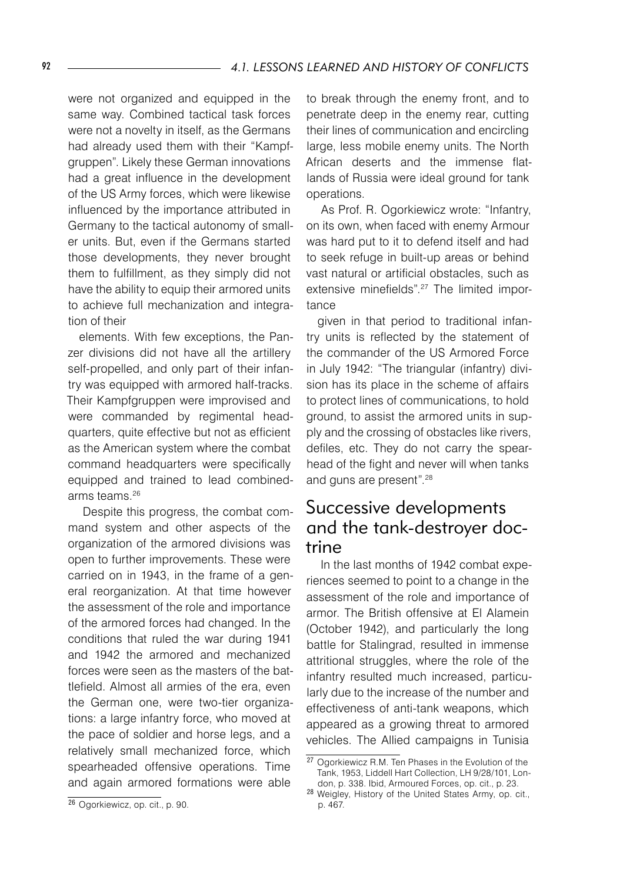were not organized and equipped in the same way. Combined tactical task forces were not a novelty in itself, as the Germans had already used them with their "Kampfgruppen". Likely these German innovations had a great influence in the development of the US Army forces, which were likewise influenced by the importance attributed in Germany to the tactical autonomy of smaller units. But, even if the Germans started those developments, they never brought them to fulfillment, as they simply did not have the ability to equip their armored units to achieve full mechanization and integration of their elements. With few exceptions, the Panzer divisions did not have all the artillery self-propelled, and only part of their infantry was equipped with armored half-tracks. Their Kampfgruppen were improvised and were commanded by regimental headquarters, quite effective but not as efficient as the American system where the combat command headquarters were specifically equipped and trained to lead combined-arms teams.[26]

Despite this progress, the combat command system and other aspects of the organization of the armored divisions was open to further improvements. These were carried on in 1943, in the frame of a general reorganization. At that time however the assessment of the role and importance of the armored forces had changed. In the conditions that ruled the war during 1941 and 1942 the armored and mechanized forces were seen as the masters of the battlefield. Almost all armies of the era, even the German one, were two-tier organizations: a large infantry force, who moved at the pace of soldier and horse legs, and a relatively small mechanized force, which spearheaded offensive operations. Time and again armored formations were able to break through the enemy front, and to penetrate deep in the enemy rear, cutting their lines of communication and encircling large, less mobile enemy units. The North African deserts and the immense flatlands of Russia were ideal ground for tank operations.

As Prof. R. Ogorkiewicz wrote: "Infantry, on its own, when faced with enemy Armour was hard put to it to defend itself and had to seek refuge in built-up areas or behind vast natural or artificial obstacles, such as extensive minefields".[27] The limited importance given in that period to traditional infantry units is reflected by the statement of the commander of the US Armored Force in July 1942: "The triangular (infantry) division has its place in the scheme of affairs to protect lines of communications, to hold ground, to assist the armored units in supply and the crossing of obstacles like rivers, defiles, etc. They do not carry the spearhead of the fight and never will when tanks and guns are present".[28]

## Successive developments and the tank-destroyer doctrine

In the last months of 1942 combat experiences seemed to point to a change in the assessment of the role and importance of armor. The British offensive at El Alamein (October 1942), and particularly the long battle for Stalingrad, resulted in immense attritional struggles, where the role of the infantry resulted much increased, particularly due to the increase of the number and effectiveness of anti-tank weapons, which appeared as a growing threat to armored vehicles. The Allied campaigns in Tunisia

---

[26] Ogorkiewicz, op. cit., p. 90.

[27] Ogorkiewicz R.M. Ten Phases in the Evolution of the Tank, 1953, Liddell Hart Collection, LH 9/28/101, London, p. 338. Ibid, Armoured Forces, op. cit., p. 23.

[28] Weigley, History of the United States Army, op. cit., p. 467.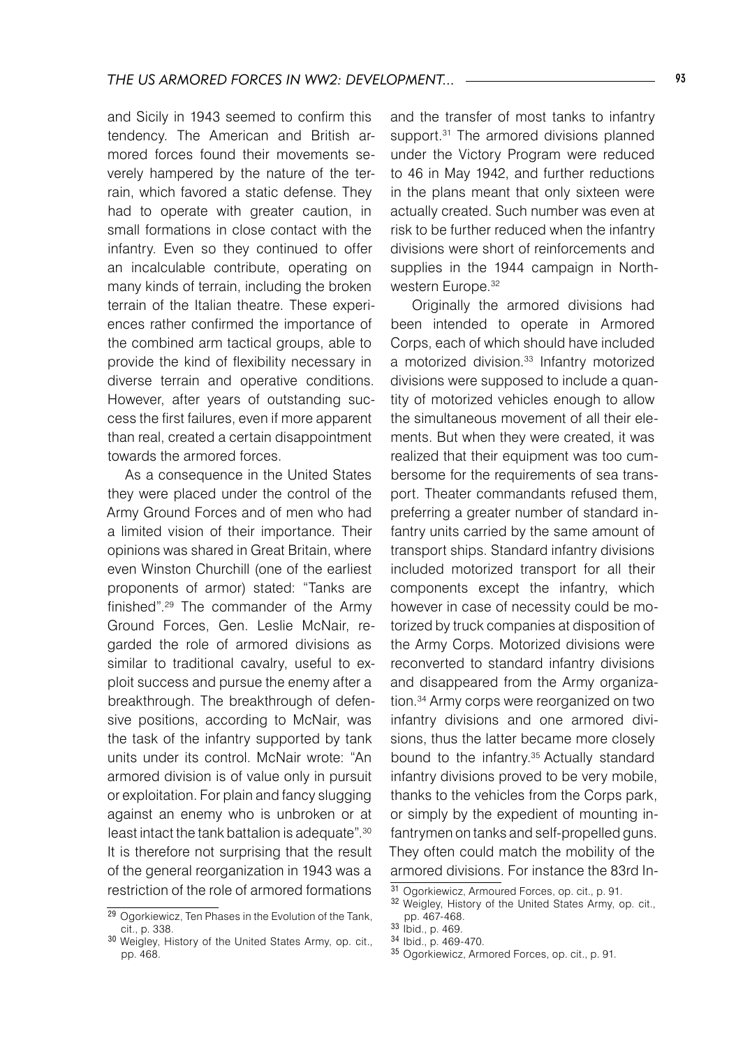and Sicily in 1943 seemed to confirm this tendency. The American and British armored forces found their movements severely hampered by the nature of the terrain, which favored a static defense. They had to operate with greater caution, in small formations in close contact with the infantry. Even so they continued to offer an incalculable contribute, operating on many kinds of terrain, including the broken terrain of the Italian theatre. These experiences rather confirmed the importance of the combined arm tactical groups, able to provide the kind of flexibility necessary in diverse terrain and operative conditions. However, after years of outstanding success the first failures, even if more apparent than real, created a certain disappointment towards the armored forces.

As a consequence in the United States they were placed under the control of the Army Ground Forces and of men who had a limited vision of their importance. Their opinions was shared in Great Britain, where even Winston Churchill (one of the earliest proponents of armor) stated: "Tanks are finished".[29] The commander of the Army Ground Forces, Gen. Leslie McNair, regarded the role of armored divisions as similar to traditional cavalry, useful to exploit success and pursue the enemy after a breakthrough. The breakthrough of defensive positions, according to McNair, was the task of the infantry supported by tank units under its control. McNair wrote: "An armored division is of value only in pursuit or exploitation. For plain and fancy slugging against an enemy who is unbroken or at least intact the tank battalion is adequate".[30] It is therefore not surprising that the result of the general reorganization in 1943 was a restriction of the role of armored formations and the transfer of most tanks to infantry support.[31] The armored divisions planned under the Victory Program were reduced to 46 in May 1942, and further reductions in the plans meant that only sixteen were actually created. Such number was even at risk to be further reduced when the infantry divisions were short of reinforcements and supplies in the 1944 campaign in Northwestern Europe.[32]

Originally the armored divisions had been intended to operate in Armored Corps, each of which should have included a motorized division.[33] Infantry motorized divisions were supposed to include a quantity of motorized vehicles enough to allow the simultaneous movement of all their elements. But when they were created, it was realized that their equipment was too cumbersome for the requirements of sea transport. Theater commandants refused them, preferring a greater number of standard infantry units carried by the same amount of transport ships. Standard infantry divisions included motorized transport for all their components except the infantry, which however in case of necessity could be motorized by truck companies at disposition of the Army Corps. Motorized divisions were reconverted to standard infantry divisions and disappeared from the Army organization.[34] Army corps were reorganized on two infantry divisions and one armored divisions, thus the latter became more closely bound to the infantry.[35] Actually standard infantry divisions proved to be very mobile, thanks to the vehicles from the Corps park, or simply by the expedient of mounting infantrymen on tanks and self-propelled guns. They often could match the mobility of the armored divisions. For instance the 83rd In-

---

[29] Ogorkiewicz, Ten Phases in the Evolution of the Tank, cit., p. 338.

[30] Weigley, History of the United States Army, op. cit., pp. 468.

[31] Ogorkiewicz, Armoured Forces, op. cit., p. 91.

[32] Weigley, History of the United States Army, op. cit., pp. 467-468.

[33] Ibid., p. 469.

[34] Ibid., p. 469-470.

[35] Ogorkiewicz, Armored Forces, op. cit., p. 91.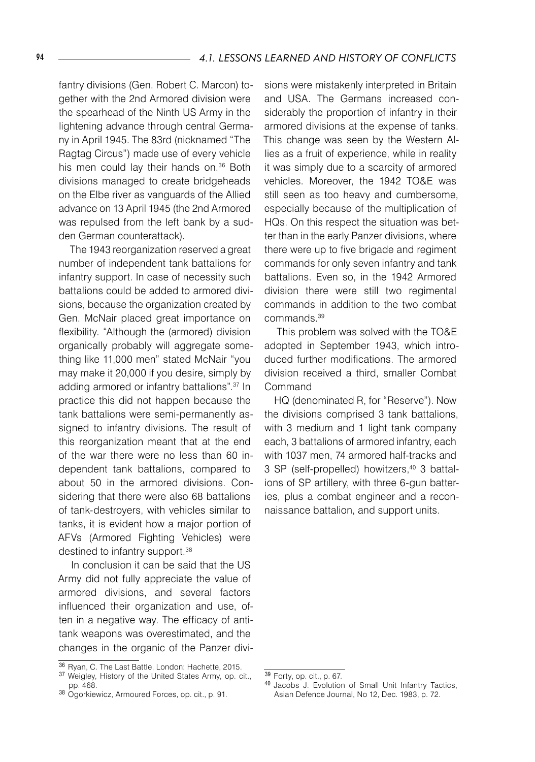fantry divisions (Gen. Robert C. Marcon) together with the 2nd Armored division were the spearhead of the Ninth US Army in the lightening advance through central Germany in April 1945. The 83rd (nicknamed "The Ragtag Circus") made use of every vehicle his men could lay their hands on.[36] Both divisions managed to create bridgeheads on the Elbe river as vanguards of the Allied advance on 13 April 1945 (the 2nd Armored was repulsed from the left bank by a sudden German counterattack).

The 1943 reorganization reserved a great number of independent tank battalions for infantry support. In case of necessity such battalions could be added to armored divisions, because the organization created by Gen. McNair placed great importance on flexibility. "Although the (armored) division organically probably will aggregate something like 11,000 men" stated McNair "you may make it 20,000 if you desire, simply by adding armored or infantry battalions".[37] In practice this did not happen because the tank battalions were semi-permanently assigned to infantry divisions. The result of this reorganization meant that at the end of the war there were no less than 60 independent tank battalions, compared to about 50 in the armored divisions. Considering that there were also 68 battalions of tank-destroyers, with vehicles similar to tanks, it is evident how a major portion of AFVs (Armored Fighting Vehicles) were destined to infantry support.[38]

In conclusion it can be said that the US Army did not fully appreciate the value of armored divisions, and several factors influenced their organization and use, often in a negative way. The efficacy of anti-tank weapons was overestimated, and the changes in the organic of the Panzer divisions were mistakenly interpreted in Britain and USA. The Germans increased considerably the proportion of infantry in their armored divisions at the expense of tanks. This change was seen by the Western Allies as a fruit of experience, while in reality it was simply due to a scarcity of armored vehicles. Moreover, the 1942 TO&E was still seen as too heavy and cumbersome, especially because of the multiplication of HQs. On this respect the situation was better than in the early Panzer divisions, where there were up to five brigade and regiment commands for only seven infantry and tank battalions. Even so, in the 1942 Armored division there were still two regimental commands in addition to the two combat commands.[39]

This problem was solved with the TO&E adopted in September 1943, which introduced further modifications. The armored division received a third, smaller Combat Command

HQ (denominated R, for "Reserve"). Now the divisions comprised 3 tank battalions, with 3 medium and 1 light tank company each, 3 battalions of armored infantry, each with 1037 men, 74 armored half-tracks and 3 SP (self-propelled) howitzers,[40] 3 battalions of SP artillery, with three 6-gun batteries, plus a combat engineer and a reconnaissance battalion, and support units.

---

[36] Ryan, C. The Last Battle, London: Hachette, 2015.

[37] Weigley, History of the United States Army, op. cit., pp. 468.

[38] Ogorkiewicz, Armoured Forces, op. cit., p. 91.

[39] Forty, op. cit., p. 67.

[40] Jacobs J. Evolution of Small Unit Infantry Tactics, Asian Defence Journal, No 12, Dec. 1983, p. 72.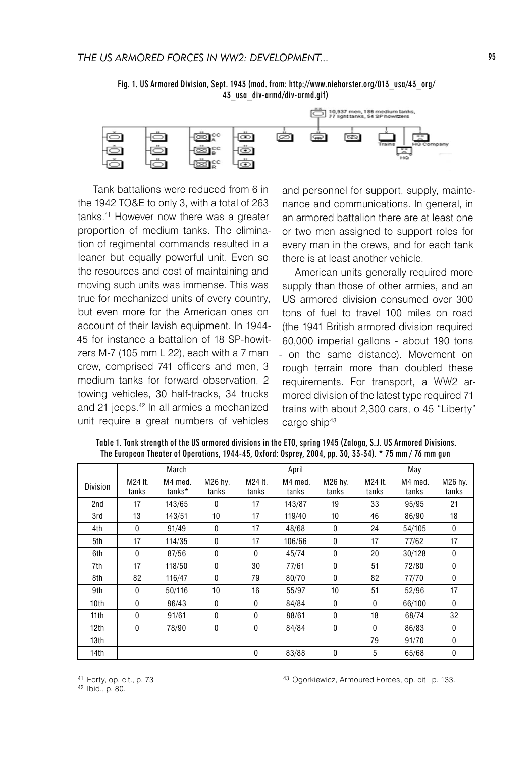Fig. 1. US Armored Division, Sept. 1943 (mod. from: http://www.niehorster.org/013_usa/43_org/43_usa_div-armd/div-armd.gif)

Tank battalions were reduced from 6 in the 1942 TO&E to only 3, with a total of 263 tanks.[41] However now there was a greater proportion of medium tanks. The elimination of regimental commands resulted in a leaner but equally powerful unit. Even so the resources and cost of maintaining and moving such units was immense. This was true for mechanized units of every country, but even more for the American ones on account of their lavish equipment. In 1944-45 for instance a battalion of 18 SP-howitzers M-7 (105 mm L 22), each with a 7 man crew, comprised 741 officers and men, 3 medium tanks for forward observation, 2 towing vehicles, 30 half-tracks, 34 trucks and 21 jeeps.[42] In all armies a mechanized unit require a great numbers of vehicles and personnel for support, supply, maintenance and communications. In general, in an armored battalion there are at least one or two men assigned to support roles for every man in the crews, and for each tank there is at least another vehicle.

American units generally required more supply than those of other armies, and an US armored division consumed over 300 tons of fuel to travel 100 miles on road (the 1941 British armored division required 60,000 imperial gallons - about 190 tons - on the same distance). Movement on rough terrain more than doubled these requirements. For transport, a WW2 armored division of the latest type required 71 trains with about 2,300 cars, o 45 "Liberty" cargo ship[43]

Table 1. Tank strength of the US armored divisions in the ETO, spring 1945 (Zaloga, S.J. US Armored Divisions. The European Theater of Operations, 1944-45, Oxford: Osprey, 2004, pp. 30, 33-34). * 75 mm / 76 mm gun

| | March | | | April | | | May | | |
|---|---|---|---|---|---|---|---|---|---|
| Division | M24 lt. tanks | M4 med. tanks* | M26 hy. tanks | M24 lt. tanks | M4 med. tanks | M26 hy. tanks | M24 lt. tanks | M4 med. tanks | M26 hy. tanks |
| 2nd | 17 | 143/65 | 0 | 17 | 143/87 | 19 | 33 | 95/95 | 21 |
| 3rd | 13 | 143/51 | 10 | 17 | 119/40 | 10 | 46 | 86/90 | 18 |
| 4th | 0 | 91/49 | 0 | 17 | 48/68 | 0 | 24 | 54/105 | 0 |
| 5th | 17 | 114/35 | 0 | 17 | 106/66 | 0 | 17 | 77/62 | 17 |
| 6th | 0 | 87/56 | 0 | 0 | 45/74 | 0 | 20 | 30/128 | 0 |
| 7th | 17 | 118/50 | 0 | 30 | 77/61 | 0 | 51 | 72/80 | 0 |
| 8th | 82 | 116/47 | 0 | 79 | 80/70 | 0 | 82 | 77/70 | 0 |
| 9th | 0 | 50/116 | 10 | 16 | 55/97 | 10 | 51 | 52/96 | 17 |
| 10th | 0 | 86/43 | 0 | 0 | 84/84 | 0 | 0 | 66/100 | 0 |
| 11th | 0 | 91/61 | 0 | 0 | 88/61 | 0 | 18 | 68/74 | 32 |
| 12th | 0 | 78/90 | 0 | 0 | 84/84 | 0 | 0 | 86/83 | 0 |
| 13th | | | | | | | 79 | 91/70 | 0 |
| 14th | | | | 0 | 83/88 | 0 | 5 | 65/68 | 0 |

[41] Forty, op. cit., p. 73

[42] Ibid., p. 80.

[43] Ogorkiewicz, Armoured Forces, op. cit., p. 133.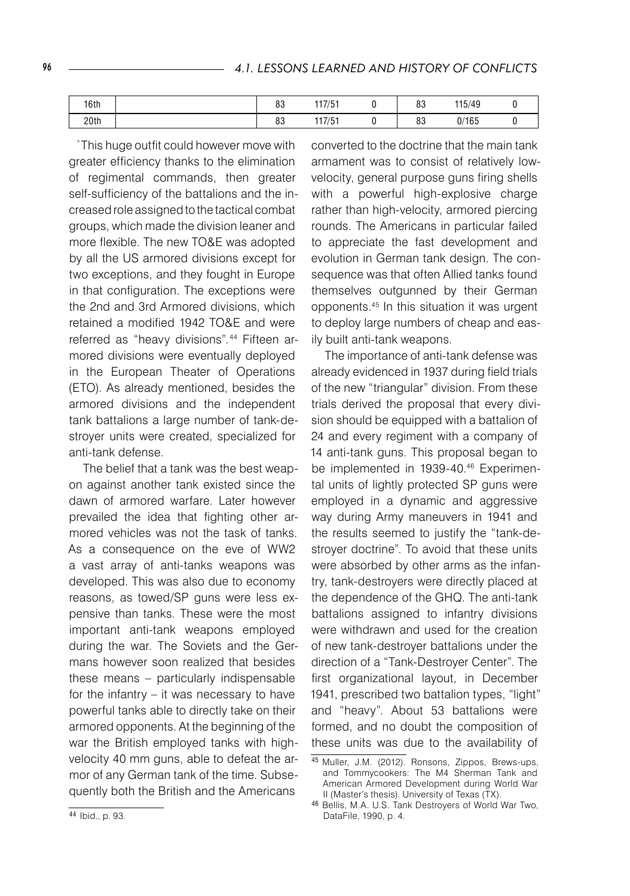| 16th | | 83 | 117/51 | 0 | 83 | 115/49 | 0 |
|---|---|---|---|---|---|---|---|
| 20th | | 83 | 117/51 | 0 | 83 | 0/165 | 0 |

`This huge outfit could however move with greater efficiency thanks to the elimination of regimental commands, then greater self-sufficiency of the battalions and the increased role assigned to the tactical combat groups, which made the division leaner and more flexible. The new TO&E was adopted by all the US armored divisions except for two exceptions, and they fought in Europe in that configuration. The exceptions were the 2nd and 3rd Armored divisions, which retained a modified 1942 TO&E and were referred as "heavy divisions".[44] Fifteen armored divisions were eventually deployed in the European Theater of Operations (ETO). As already mentioned, besides the armored divisions and the independent tank battalions a large number of tank-destroyer units were created, specialized for anti-tank defense.

The belief that a tank was the best weapon against another tank existed since the dawn of armored warfare. Later however prevailed the idea that fighting other armored vehicles was not the task of tanks. As a consequence on the eve of WW2 a vast array of anti-tanks weapons was developed. This was also due to economy reasons, as towed/SP guns were less expensive than tanks. These were the most important anti-tank weapons employed during the war. The Soviets and the Germans however soon realized that besides these means – particularly indispensable for the infantry – it was necessary to have powerful tanks able to directly take on their armored opponents. At the beginning of the war the British employed tanks with high-velocity 40 mm guns, able to defeat the armor of any German tank of the time. Subsequently both the British and the Americans converted to the doctrine that the main tank armament was to consist of relatively low-velocity, general purpose guns firing shells with a powerful high-explosive charge rather than high-velocity, armored piercing rounds. The Americans in particular failed to appreciate the fast development and evolution in German tank design. The consequence was that often Allied tanks found themselves outgunned by their German opponents.[45] In this situation it was urgent to deploy large numbers of cheap and easily built anti-tank weapons.

The importance of anti-tank defense was already evidenced in 1937 during field trials of the new "triangular" division. From these trials derived the proposal that every division should be equipped with a battalion of 24 and every regiment with a company of 14 anti-tank guns. This proposal began to be implemented in 1939-40.[46] Experimental units of lightly protected SP guns were employed in a dynamic and aggressive way during Army maneuvers in 1941 and the results seemed to justify the "tank-destroyer doctrine". To avoid that these units were absorbed by other arms as the infantry, tank-destroyers were directly placed at the dependence of the GHQ. The anti-tank battalions assigned to infantry divisions were withdrawn and used for the creation of new tank-destroyer battalions under the direction of a "Tank-Destroyer Center". The first organizational layout, in December 1941, prescribed two battalion types, "light" and "heavy". About 53 battalions were formed, and no doubt the composition of these units was due to the availability of

---

[44] Ibid., p. 93.

[45] Muller, J.M. (2012). Ronsons, Zippos, Brews-ups, and Tommycookers: The M4 Sherman Tank and American Armored Development during World War II (Master's thesis). University of Texas (TX).

[46] Bellis, M.A. U.S. Tank Destroyers of World War Two, DataFile, 1990, p. 4.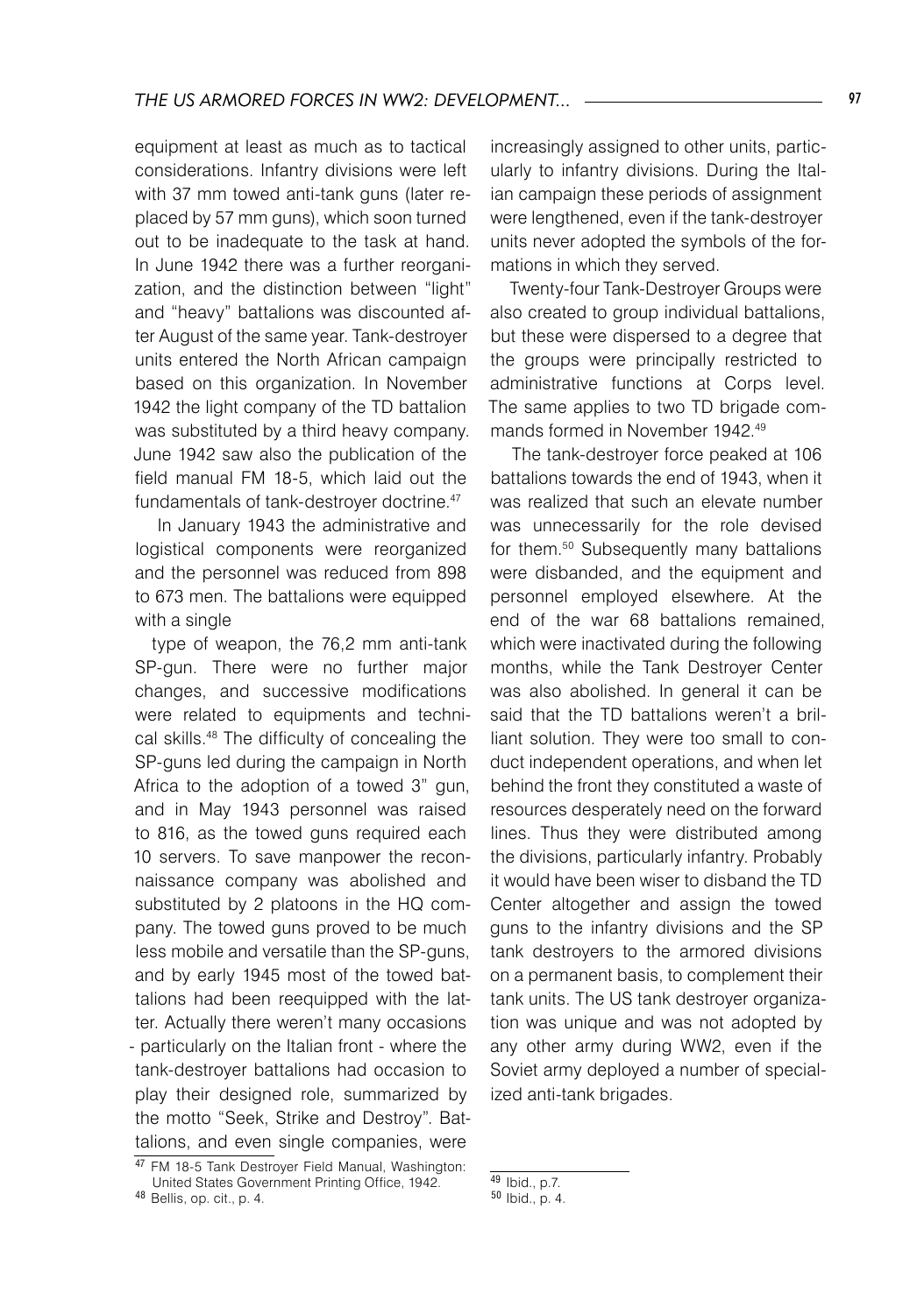equipment at least as much as to tactical considerations. Infantry divisions were left with 37 mm towed anti-tank guns (later replaced by 57 mm guns), which soon turned out to be inadequate to the task at hand. In June 1942 there was a further reorganization, and the distinction between "light" and "heavy" battalions was discounted after August of the same year. Tank-destroyer units entered the North African campaign based on this organization. In November 1942 the light company of the TD battalion was substituted by a third heavy company. June 1942 saw also the publication of the field manual FM 18-5, which laid out the fundamentals of tank-destroyer doctrine.[47]

In January 1943 the administrative and logistical components were reorganized and the personnel was reduced from 898 to 673 men. The battalions were equipped with a single type of weapon, the 76,2 mm anti-tank SP-gun. There were no further major changes, and successive modifications were related to equipments and technical skills.[48] The difficulty of concealing the SP-guns led during the campaign in North Africa to the adoption of a towed 3" gun, and in May 1943 personnel was raised to 816, as the towed guns required each 10 servers. To save manpower the reconnaissance company was abolished and substituted by 2 platoons in the HQ company. The towed guns proved to be much less mobile and versatile than the SP-guns, and by early 1945 most of the towed battalions had been reequipped with the latter. Actually there weren't many occasions - particularly on the Italian front - where the tank-destroyer battalions had occasion to play their designed role, summarized by the motto "Seek, Strike and Destroy". Battalions, and even single companies, were increasingly assigned to other units, particularly to infantry divisions. During the Italian campaign these periods of assignment were lengthened, even if the tank-destroyer units never adopted the symbols of the formations in which they served.

Twenty-four Tank-Destroyer Groups were also created to group individual battalions, but these were dispersed to a degree that the groups were principally restricted to administrative functions at Corps level. The same applies to two TD brigade commands formed in November 1942.[49]

The tank-destroyer force peaked at 106 battalions towards the end of 1943, when it was realized that such an elevate number was unnecessarily for the role devised for them.[50] Subsequently many battalions were disbanded, and the equipment and personnel employed elsewhere. At the end of the war 68 battalions remained, which were inactivated during the following months, while the Tank Destroyer Center was also abolished. In general it can be said that the TD battalions weren't a brilliant solution. They were too small to conduct independent operations, and when let behind the front they constituted a waste of resources desperately need on the forward lines. Thus they were distributed among the divisions, particularly infantry. Probably it would have been wiser to disband the TD Center altogether and assign the towed guns to the infantry divisions and the SP tank destroyers to the armored divisions on a permanent basis, to complement their tank units. The US tank destroyer organization was unique and was not adopted by any other army during WW2, even if the Soviet army deployed a number of specialized anti-tank brigades.

---

[47] FM 18-5 Tank Destroyer Field Manual, Washington: United States Government Printing Office, 1942.

[48] Bellis, op. cit., p. 4.

[49] Ibid., p.7.

[50] Ibid., p. 4.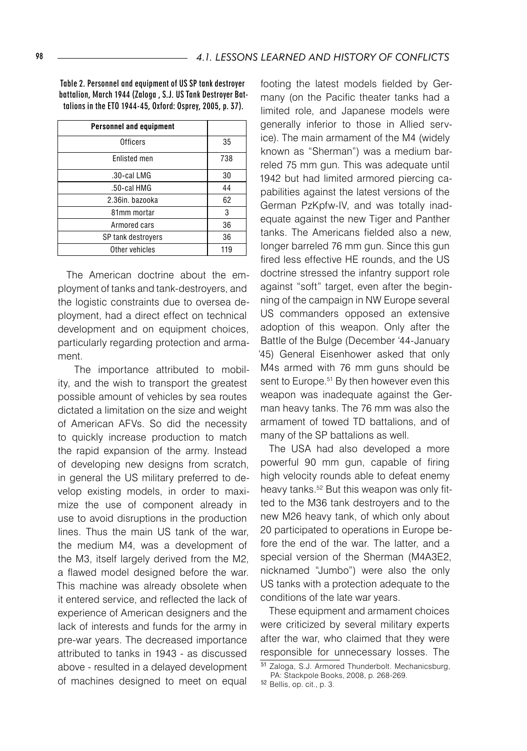Table 2. Personnel and equipment of US SP tank destroyer battalion, March 1944 (Zaloga , S.J. US Tank Destroyer Battalions in the ETO 1944-45, Oxford: Osprey, 2005, p. 37).

| Personnel and equipment | |
|---|---|
| Officers | 35 |
| Enlisted men | 738 |
| .30-cal LMG | 30 |
| .50-cal HMG | 44 |
| 2.36in. bazooka | 62 |
| 81mm mortar | 3 |
| Armored cars | 36 |
| SP tank destroyers | 36 |
| Other vehicles | 119 |

The American doctrine about the employment of tanks and tank-destroyers, and the logistic constraints due to oversea deployment, had a direct effect on technical development and on equipment choices, particularly regarding protection and armament.

The importance attributed to mobility, and the wish to transport the greatest possible amount of vehicles by sea routes dictated a limitation on the size and weight of American AFVs. So did the necessity to quickly increase production to match the rapid expansion of the army. Instead of developing new designs from scratch, in general the US military preferred to develop existing models, in order to maximize the use of component already in use to avoid disruptions in the production lines. Thus the main US tank of the war, the medium M4, was a development of the M3, itself largely derived from the M2, a flawed model designed before the war. This machine was already obsolete when it entered service, and reflected the lack of experience of American designers and the lack of interests and funds for the army in pre-war years. The decreased importance attributed to tanks in 1943 - as discussed above - resulted in a delayed development of machines designed to meet on equal footing the latest models fielded by Germany (on the Pacific theater tanks had a limited role, and Japanese models were generally inferior to those in Allied service). The main armament of the M4 (widely known as "Sherman") was a medium barreled 75 mm gun. This was adequate until 1942 but had limited armored piercing capabilities against the latest versions of the German PzKpfw-IV, and was totally inadequate against the new Tiger and Panther tanks. The Americans fielded also a new, longer barreled 76 mm gun. Since this gun fired less effective HE rounds, and the US doctrine stressed the infantry support role against "soft" target, even after the beginning of the campaign in NW Europe several US commanders opposed an extensive adoption of this weapon. Only after the Battle of the Bulge (December '44-January '45) General Eisenhower asked that only M4s armed with 76 mm guns should be sent to Europe.[51] By then however even this weapon was inadequate against the German heavy tanks. The 76 mm was also the armament of towed TD battalions, and of many of the SP battalions as well.

The USA had also developed a more powerful 90 mm gun, capable of firing high velocity rounds able to defeat enemy heavy tanks.[52] But this weapon was only fitted to the M36 tank destroyers and to the new M26 heavy tank, of which only about 20 participated to operations in Europe before the end of the war. The latter, and a special version of the Sherman (M4A3E2, nicknamed "Jumbo") were also the only US tanks with a protection adequate to the conditions of the late war years.

These equipment and armament choices were criticized by several military experts after the war, who claimed that they were responsible for unnecessary losses. The

[51] Zaloga, S.J. Armored Thunderbolt. Mechanicsburg, PA: Stackpole Books, 2008, p. 268-269.

[52] Bellis, op. cit., p. 3.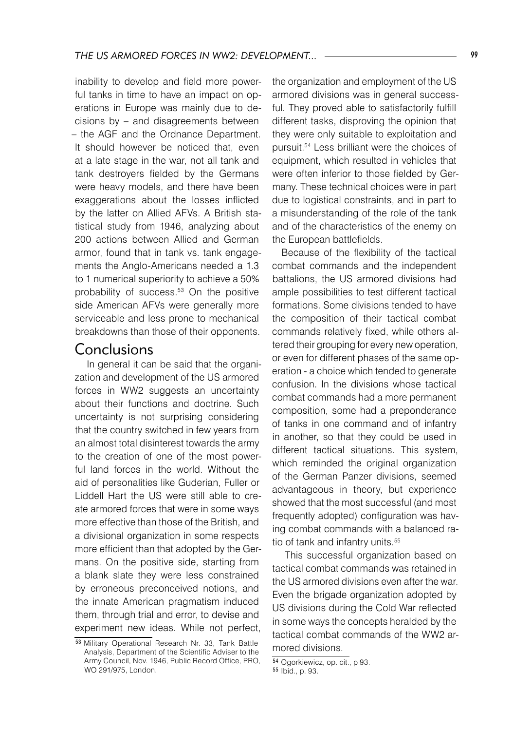inability to develop and field more powerful tanks in time to have an impact on operations in Europe was mainly due to decisions by – and disagreements between – the AGF and the Ordnance Department. It should however be noticed that, even at a late stage in the war, not all tank and tank destroyers fielded by the Germans were heavy models, and there have been exaggerations about the losses inflicted by the latter on Allied AFVs. A British statistical study from 1946, analyzing about 200 actions between Allied and German armor, found that in tank vs. tank engagements the Anglo-Americans needed a 1.3 to 1 numerical superiority to achieve a 50% probability of success.[53] On the positive side American AFVs were generally more serviceable and less prone to mechanical breakdowns than those of their opponents.

## Conclusions

In general it can be said that the organization and development of the US armored forces in WW2 suggests an uncertainty about their functions and doctrine. Such uncertainty is not surprising considering that the country switched in few years from an almost total disinterest towards the army to the creation of one of the most powerful land forces in the world. Without the aid of personalities like Guderian, Fuller or Liddell Hart the US were still able to create armored forces that were in some ways more effective than those of the British, and a divisional organization in some respects more efficient than that adopted by the Germans. On the positive side, starting from a blank slate they were less constrained by erroneous preconceived notions, and the innate American pragmatism induced them, through trial and error, to devise and experiment new ideas. While not perfect, the organization and employment of the US armored divisions was in general successful. They proved able to satisfactorily fulfill different tasks, disproving the opinion that they were only suitable to exploitation and pursuit.[54] Less brilliant were the choices of equipment, which resulted in vehicles that were often inferior to those fielded by Germany. These technical choices were in part due to logistical constraints, and in part to a misunderstanding of the role of the tank and of the characteristics of the enemy on the European battlefields.

Because of the flexibility of the tactical combat commands and the independent battalions, the US armored divisions had ample possibilities to test different tactical formations. Some divisions tended to have the composition of their tactical combat commands relatively fixed, while others altered their grouping for every new operation, or even for different phases of the same operation - a choice which tended to generate confusion. In the divisions whose tactical combat commands had a more permanent composition, some had a preponderance of tanks in one command and of infantry in another, so that they could be used in different tactical situations. This system, which reminded the original organization of the German Panzer divisions, seemed advantageous in theory, but experience showed that the most successful (and most frequently adopted) configuration was having combat commands with a balanced ratio of tank and infantry units.[55]

This successful organization based on tactical combat commands was retained in the US armored divisions even after the war. Even the brigade organization adopted by US divisions during the Cold War reflected in some ways the concepts heralded by the tactical combat commands of the WW2 armored divisions.

---

[53] Military Operational Research Nr. 33, Tank Battle Analysis, Department of the Scientific Adviser to the Army Council, Nov. 1946, Public Record Office, PRO, WO 291/975, London.

[54] Ogorkiewicz, op. cit., p 93.

[55] Ibid., p. 93.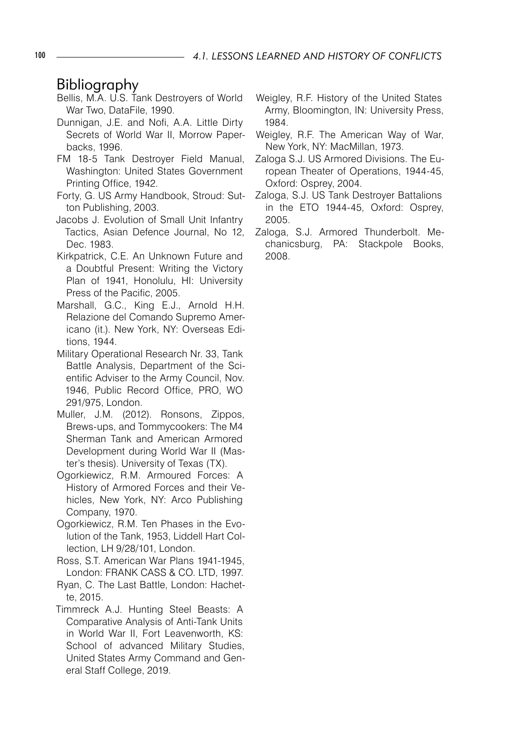## Bibliography

Bellis, M.A. U.S. Tank Destroyers of World War Two, DataFile, 1990.

Dunnigan, J.E. and Nofi, A.A. Little Dirty Secrets of World War II, Morrow Paperbacks, 1996.

FM 18-5 Tank Destroyer Field Manual, Washington: United States Government Printing Office, 1942.

Forty, G. US Army Handbook, Stroud: Sutton Publishing, 2003.

Jacobs J. Evolution of Small Unit Infantry Tactics, Asian Defence Journal, No 12, Dec. 1983.

Kirkpatrick, C.E. An Unknown Future and a Doubtful Present: Writing the Victory Plan of 1941, Honolulu, HI: University Press of the Pacific, 2005.

Marshall, G.C., King E.J., Arnold H.H. Relazione del Comando Supremo Americano (it.). New York, NY: Overseas Editions, 1944.

Military Operational Research Nr. 33, Tank Battle Analysis, Department of the Scientific Adviser to the Army Council, Nov. 1946, Public Record Office, PRO, WO 291/975, London.

Muller, J.M. (2012). Ronsons, Zippos, Brews-ups, and Tommycookers: The M4 Sherman Tank and American Armored Development during World War II (Master's thesis). University of Texas (TX).

Ogorkiewicz, R.M. Armoured Forces: A History of Armored Forces and their Vehicles, New York, NY: Arco Publishing Company, 1970.

Ogorkiewicz, R.M. Ten Phases in the Evolution of the Tank, 1953, Liddell Hart Collection, LH 9/28/101, London.

Ross, S.T. American War Plans 1941-1945, London: FRANK CASS & CO. LTD, 1997.

Ryan, C. The Last Battle, London: Hachette, 2015.

Timmreck A.J. Hunting Steel Beasts: A Comparative Analysis of Anti-Tank Units in World War II, Fort Leavenworth, KS: School of advanced Military Studies, United States Army Command and General Staff College, 2019.

Weigley, R.F. History of the United States Army, Bloomington, IN: University Press, 1984.

Weigley, R.F. The American Way of War, New York, NY: MacMillan, 1973.

Zaloga S.J. US Armored Divisions. The European Theater of Operations, 1944-45, Oxford: Osprey, 2004.

Zaloga, S.J. US Tank Destroyer Battalions in the ETO 1944-45, Oxford: Osprey, 2005.

Zaloga, S.J. Armored Thunderbolt. Mechanicsburg, PA: Stackpole Books, 2008.